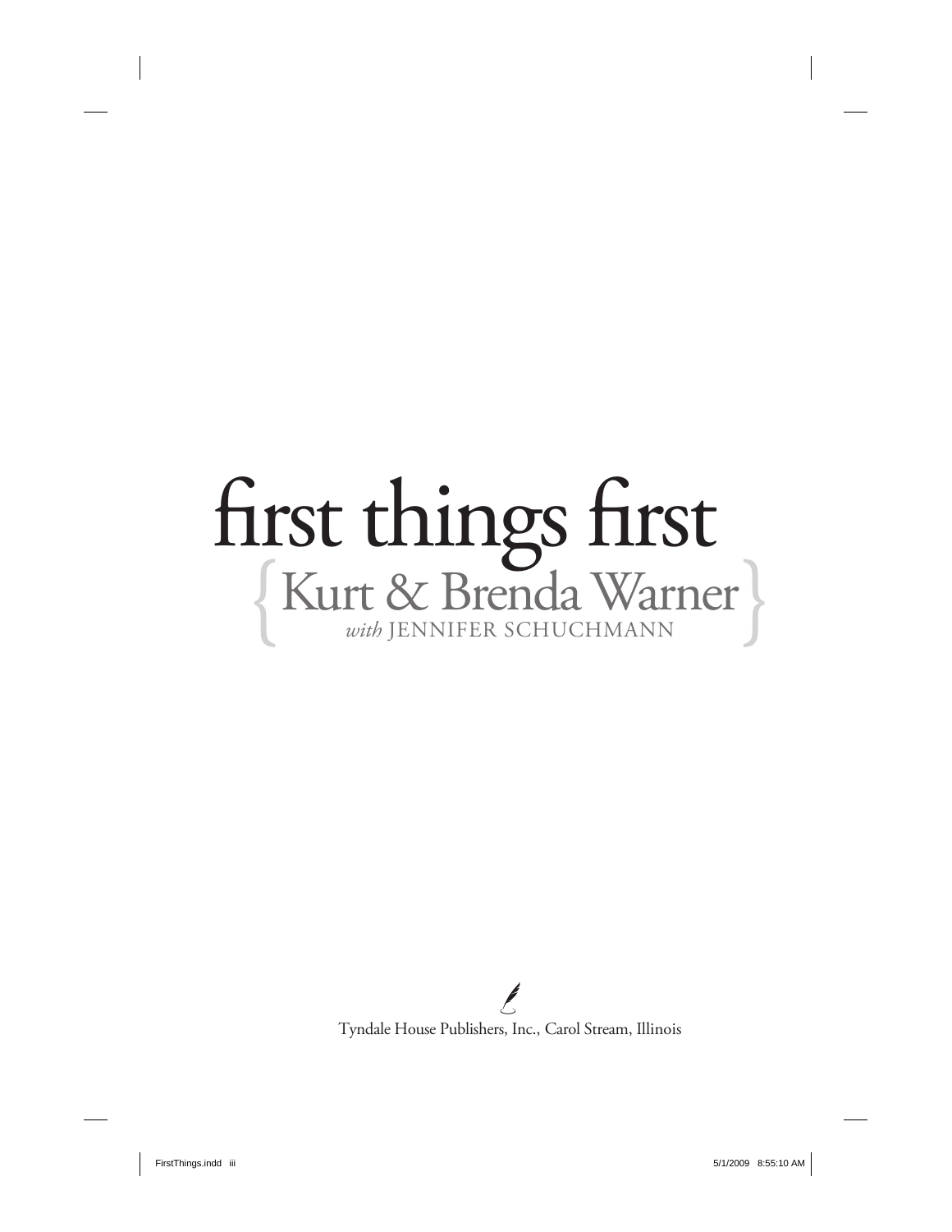# first things first

## Kurt & Brenda Warner

*with* JENNIFER SCHUCHMANN

Tyndale House Publishers, Inc., Carol Stream, Illinois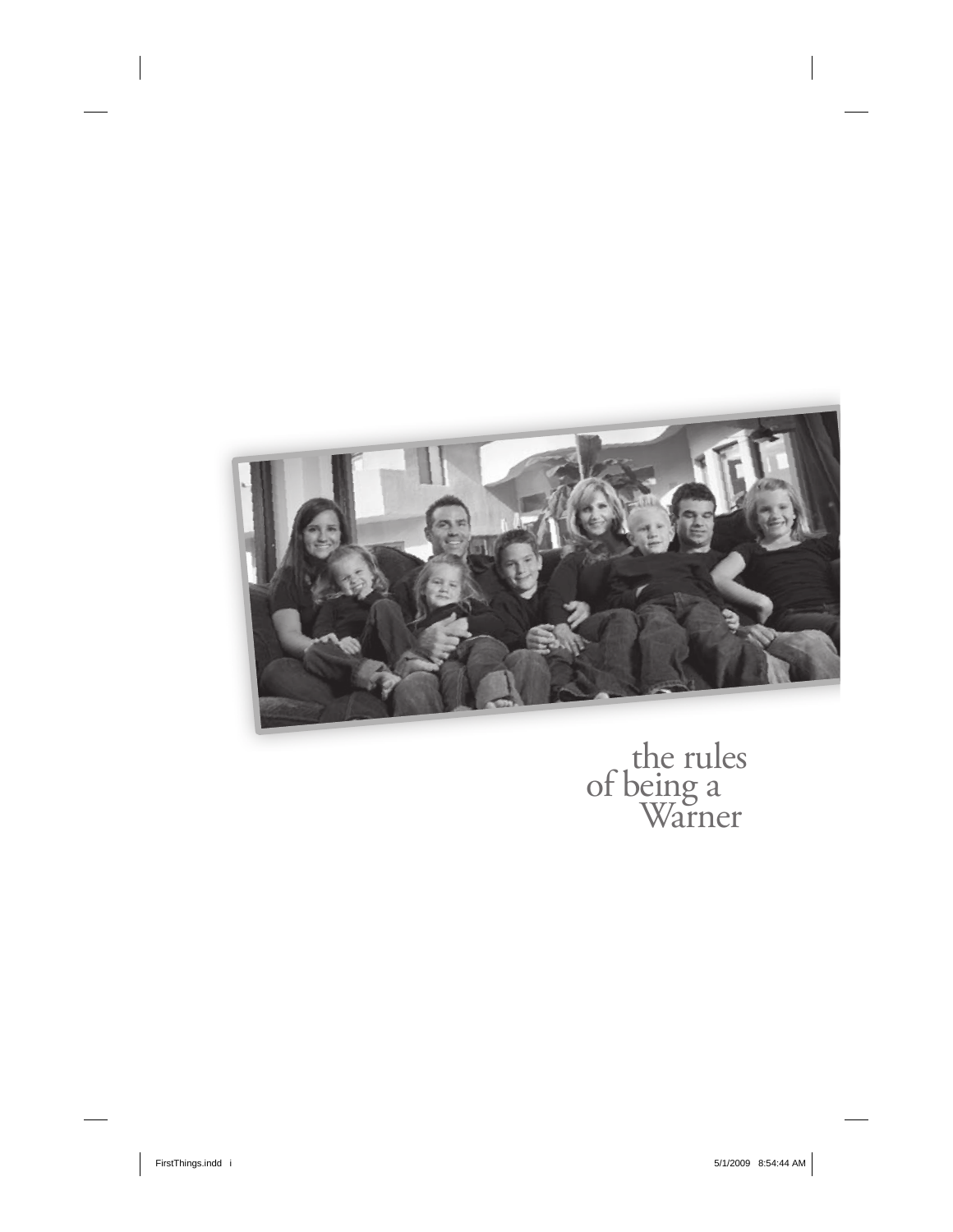the rules
of being a
Warner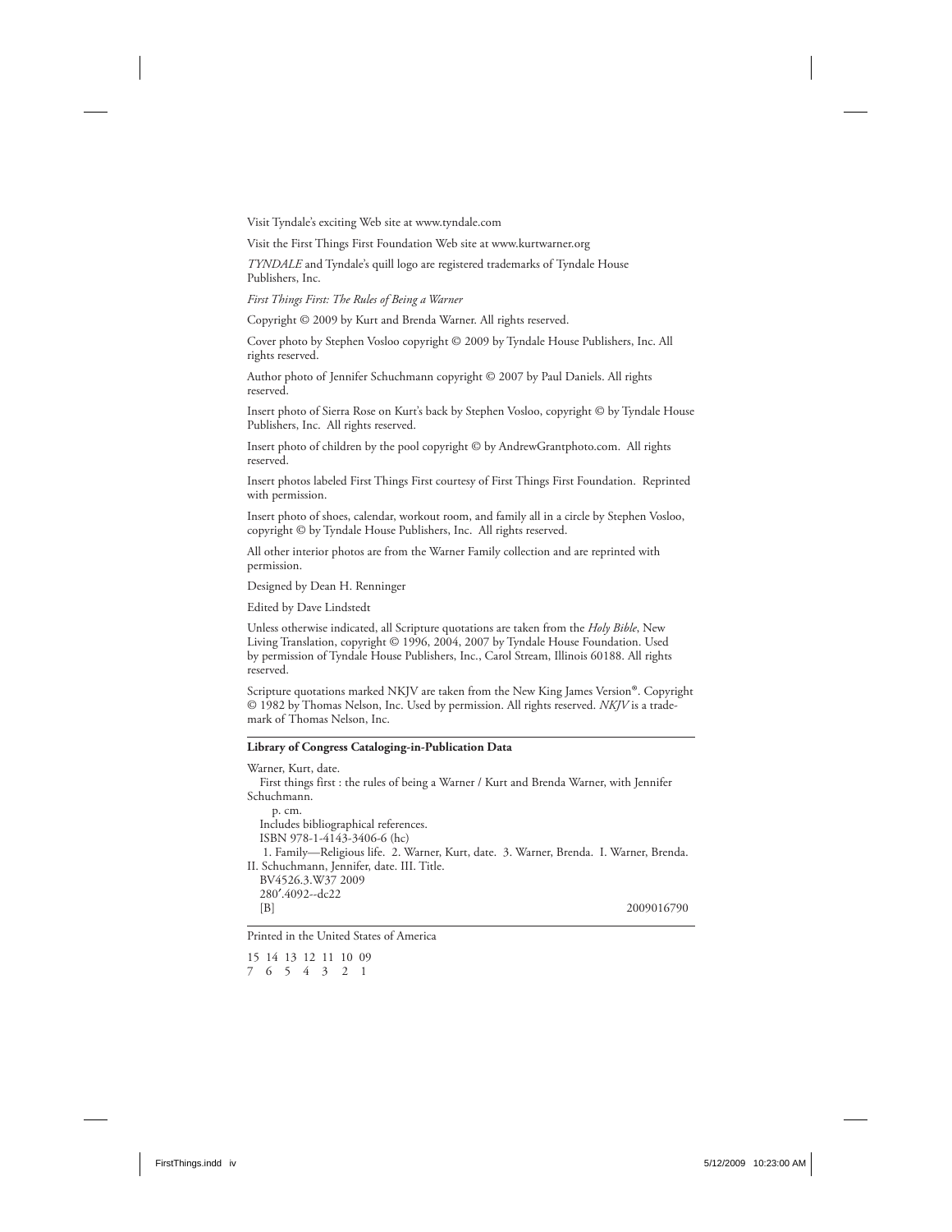Visit Tyndale's exciting Web site at www.tyndale.com

Visit the First Things First Foundation Web site at www.kurtwarner.org

*TYNDALE* and Tyndale's quill logo are registered trademarks of Tyndale House Publishers, Inc.

*First Things First: The Rules of Being a Warner*

Copyright © 2009 by Kurt and Brenda Warner. All rights reserved.

Cover photo by Stephen Vosloo copyright © 2009 by Tyndale House Publishers, Inc. All rights reserved.

Author photo of Jennifer Schuchmann copyright © 2007 by Paul Daniels. All rights reserved.

Insert photo of Sierra Rose on Kurt's back by Stephen Vosloo, copyright © by Tyndale House Publishers, Inc. All rights reserved.

Insert photo of children by the pool copyright © by AndrewGrantphoto.com. All rights reserved.

Insert photos labeled First Things First courtesy of First Things First Foundation. Reprinted with permission.

Insert photo of shoes, calendar, workout room, and family all in a circle by Stephen Vosloo, copyright © by Tyndale House Publishers, Inc. All rights reserved.

All other interior photos are from the Warner Family collection and are reprinted with permission.

Designed by Dean H. Renninger

Edited by Dave Lindstedt

Unless otherwise indicated, all Scripture quotations are taken from the *Holy Bible*, New Living Translation, copyright © 1996, 2004, 2007 by Tyndale House Foundation. Used by permission of Tyndale House Publishers, Inc., Carol Stream, Illinois 60188. All rights reserved.

Scripture quotations marked NKJV are taken from the New King James Version®. Copyright © 1982 by Thomas Nelson, Inc. Used by permission. All rights reserved. *NKJV* is a trademark of Thomas Nelson, Inc.

---

**Library of Congress Cataloging-in-Publication Data**

Warner, Kurt, date.
First things first : the rules of being a Warner / Kurt and Brenda Warner, with Jennifer Schuchmann.
p. cm.
Includes bibliographical references.
ISBN 978-1-4143-3406-6 (hc)
1. Family—Religious life. 2. Warner, Kurt, date. 3. Warner, Brenda. I. Warner, Brenda. II. Schuchmann, Jennifer, date. III. Title.
BV4526.3.W37 2009
280′.4092--dc22
[B] 2009016790

---

Printed in the United States of America

15 14 13 12 11 10 09
7 6 5 4 3 2 1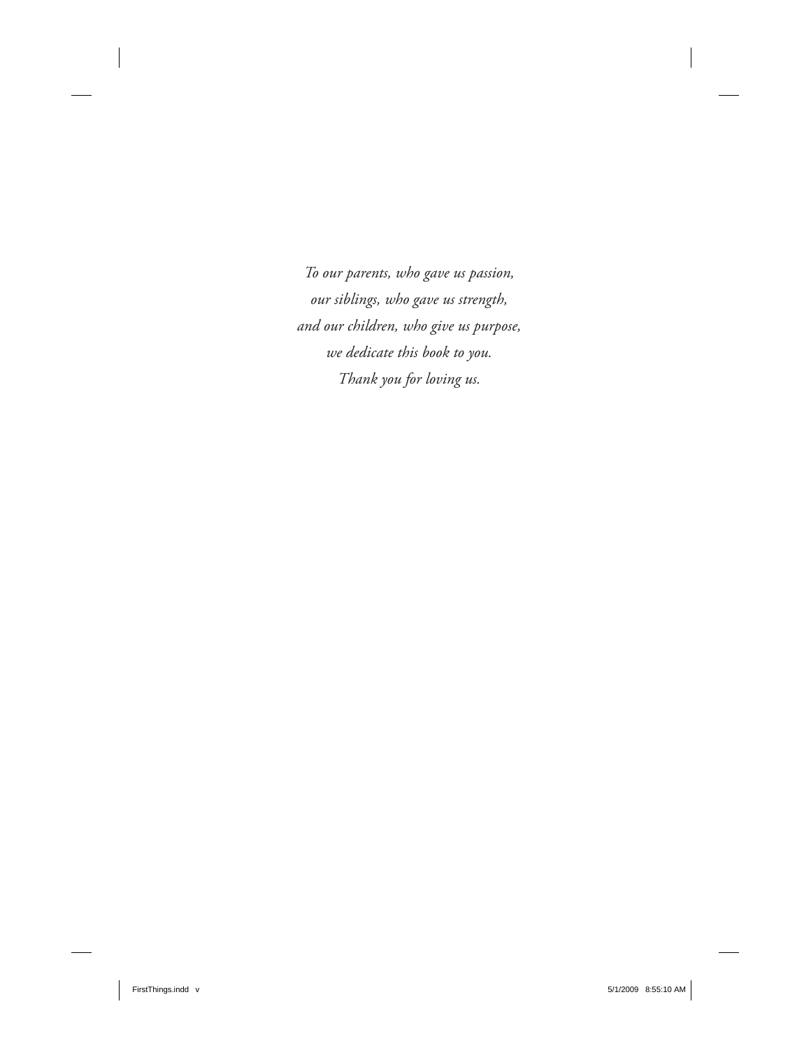*To our parents, who gave us passion,*
*our siblings, who gave us strength,*
*and our children, who give us purpose,*
*we dedicate this book to you.*
*Thank you for loving us.*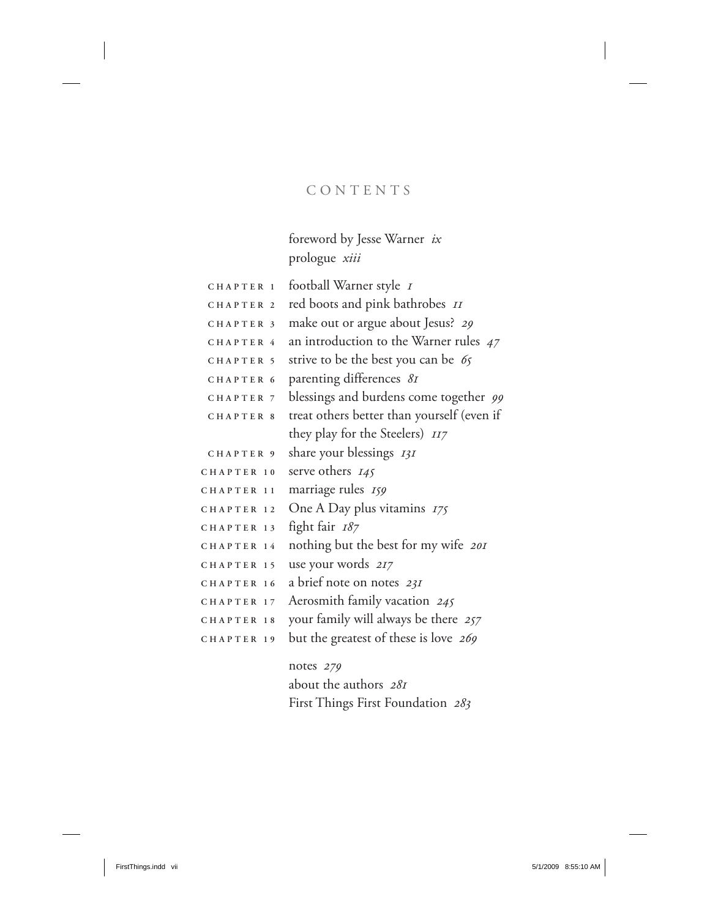# CONTENTS

foreword by Jesse Warner *ix*
prologue *xiii*

| | |
|---|---|
| CHAPTER 1 | football Warner style *1* |
| CHAPTER 2 | red boots and pink bathrobes *11* |
| CHAPTER 3 | make out or argue about Jesus? *29* |
| CHAPTER 4 | an introduction to the Warner rules *47* |
| CHAPTER 5 | strive to be the best you can be *65* |
| CHAPTER 6 | parenting differences *81* |
| CHAPTER 7 | blessings and burdens come together *99* |
| CHAPTER 8 | treat others better than yourself (even if they play for the Steelers) *117* |
| CHAPTER 9 | share your blessings *131* |
| CHAPTER 10 | serve others *145* |
| CHAPTER 11 | marriage rules *159* |
| CHAPTER 12 | One A Day plus vitamins *175* |
| CHAPTER 13 | fight fair *187* |
| CHAPTER 14 | nothing but the best for my wife *201* |
| CHAPTER 15 | use your words *217* |
| CHAPTER 16 | a brief note on notes *231* |
| CHAPTER 17 | Aerosmith family vacation *245* |
| CHAPTER 18 | your family will always be there *257* |
| CHAPTER 19 | but the greatest of these is love *269* |

notes *279*
about the authors *281*
First Things First Foundation *283*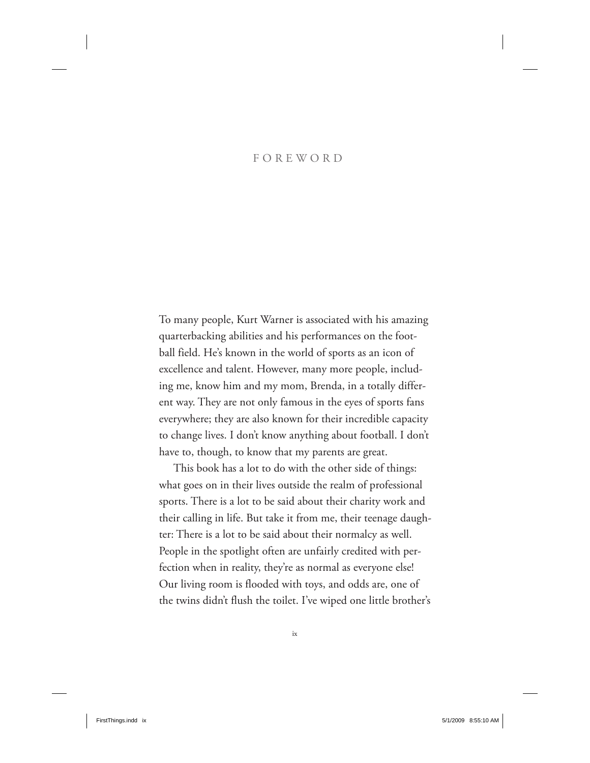# FOREWORD

To many people, Kurt Warner is associated with his amazing quarterbacking abilities and his performances on the football field. He's known in the world of sports as an icon of excellence and talent. However, many more people, including me, know him and my mom, Brenda, in a totally different way. They are not only famous in the eyes of sports fans everywhere; they are also known for their incredible capacity to change lives. I don't know anything about football. I don't have to, though, to know that my parents are great.

This book has a lot to do with the other side of things: what goes on in their lives outside the realm of professional sports. There is a lot to be said about their charity work and their calling in life. But take it from me, their teenage daughter: There is a lot to be said about their normalcy as well. People in the spotlight often are unfairly credited with perfection when in reality, they're as normal as everyone else! Our living room is flooded with toys, and odds are, one of the twins didn't flush the toilet. I've wiped one little brother's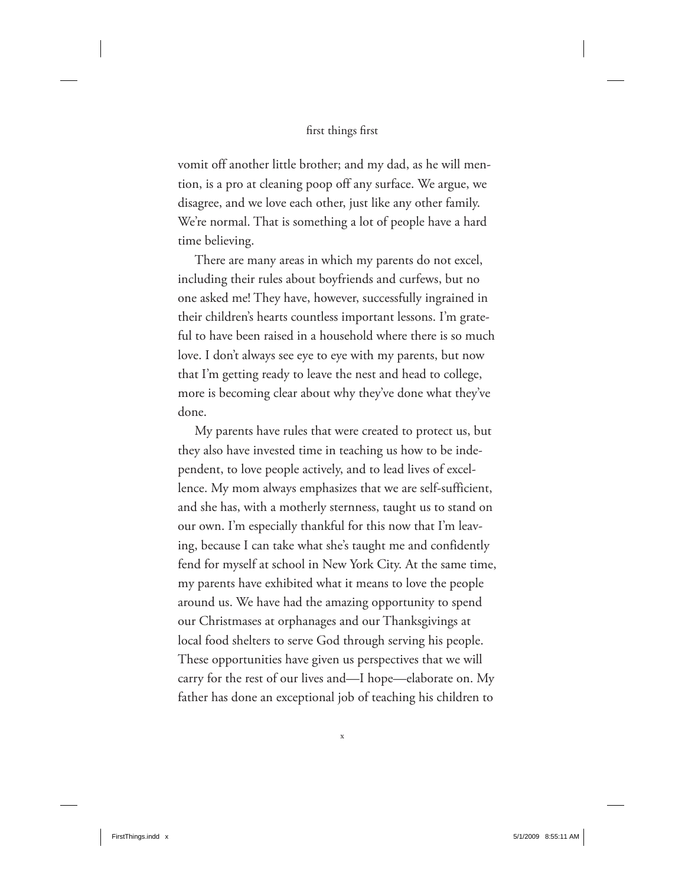vomit off another little brother; and my dad, as he will mention, is a pro at cleaning poop off any surface. We argue, we disagree, and we love each other, just like any other family. We're normal. That is something a lot of people have a hard time believing.

There are many areas in which my parents do not excel, including their rules about boyfriends and curfews, but no one asked me! They have, however, successfully ingrained in their children's hearts countless important lessons. I'm grateful to have been raised in a household where there is so much love. I don't always see eye to eye with my parents, but now that I'm getting ready to leave the nest and head to college, more is becoming clear about why they've done what they've done.

My parents have rules that were created to protect us, but they also have invested time in teaching us how to be independent, to love people actively, and to lead lives of excellence. My mom always emphasizes that we are self-sufficient, and she has, with a motherly sternness, taught us to stand on our own. I'm especially thankful for this now that I'm leaving, because I can take what she's taught me and confidently fend for myself at school in New York City. At the same time, my parents have exhibited what it means to love the people around us. We have had the amazing opportunity to spend our Christmases at orphanages and our Thanksgivings at local food shelters to serve God through serving his people. These opportunities have given us perspectives that we will carry for the rest of our lives and—I hope—elaborate on. My father has done an exceptional job of teaching his children to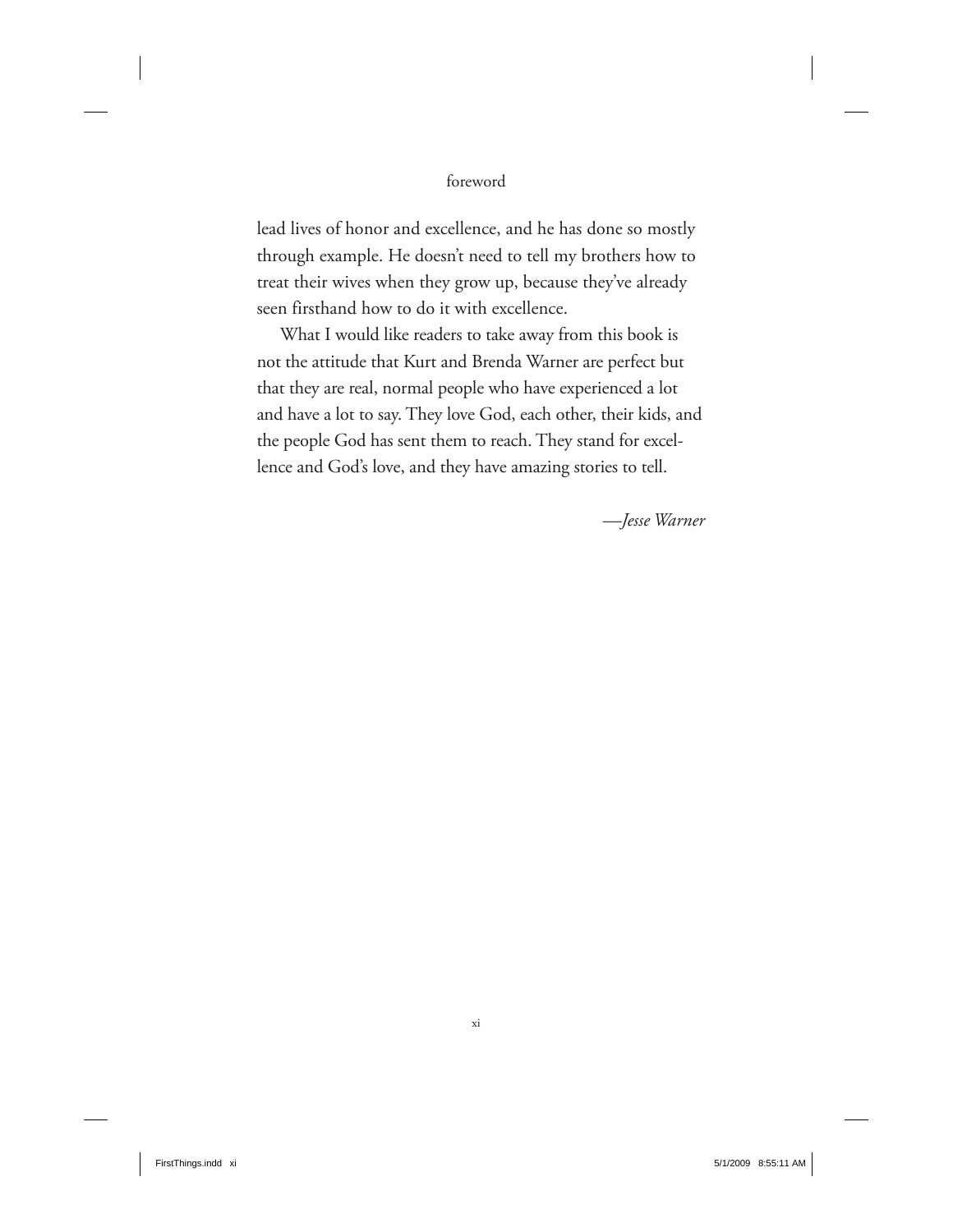lead lives of honor and excellence, and he has done so mostly through example. He doesn't need to tell my brothers how to treat their wives when they grow up, because they've already seen firsthand how to do it with excellence.

What I would like readers to take away from this book is not the attitude that Kurt and Brenda Warner are perfect but that they are real, normal people who have experienced a lot and have a lot to say. They love God, each other, their kids, and the people God has sent them to reach. They stand for excellence and God's love, and they have amazing stories to tell.

—*Jesse Warner*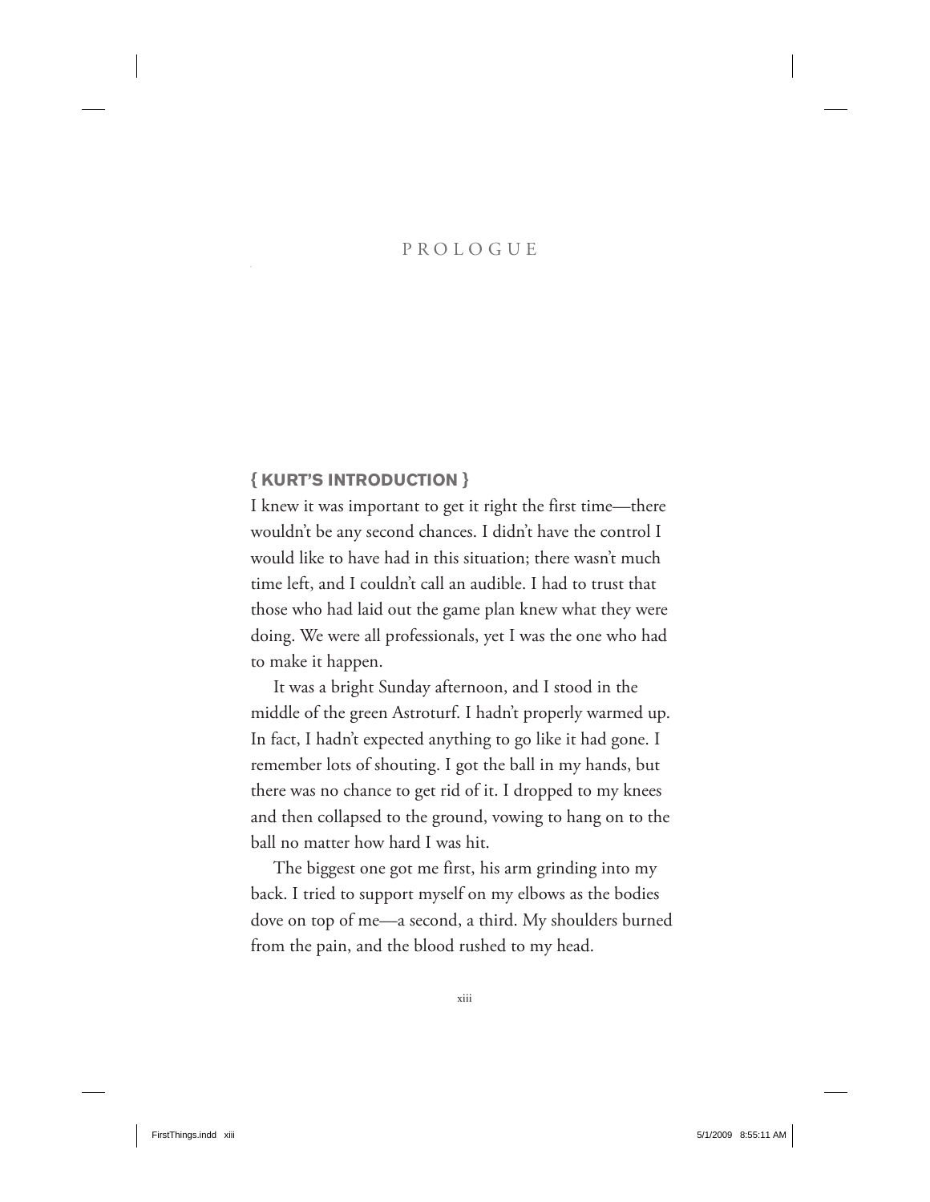# PROLOGUE

### { KURT'S INTRODUCTION }

I knew it was important to get it right the first time—there wouldn't be any second chances. I didn't have the control I would like to have had in this situation; there wasn't much time left, and I couldn't call an audible. I had to trust that those who had laid out the game plan knew what they were doing. We were all professionals, yet I was the one who had to make it happen.

It was a bright Sunday afternoon, and I stood in the middle of the green Astroturf. I hadn't properly warmed up. In fact, I hadn't expected anything to go like it had gone. I remember lots of shouting. I got the ball in my hands, but there was no chance to get rid of it. I dropped to my knees and then collapsed to the ground, vowing to hang on to the ball no matter how hard I was hit.

The biggest one got me first, his arm grinding into my back. I tried to support myself on my elbows as the bodies dove on top of me—a second, a third. My shoulders burned from the pain, and the blood rushed to my head.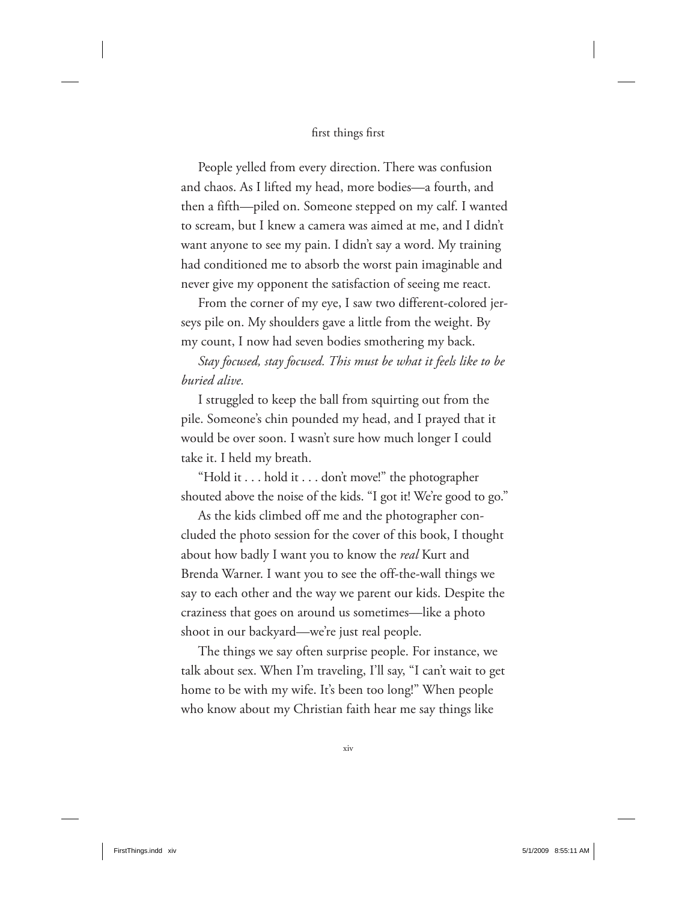People yelled from every direction. There was confusion and chaos. As I lifted my head, more bodies—a fourth, and then a fifth—piled on. Someone stepped on my calf. I wanted to scream, but I knew a camera was aimed at me, and I didn't want anyone to see my pain. I didn't say a word. My training had conditioned me to absorb the worst pain imaginable and never give my opponent the satisfaction of seeing me react.

From the corner of my eye, I saw two different-colored jerseys pile on. My shoulders gave a little from the weight. By my count, I now had seven bodies smothering my back.

*Stay focused, stay focused. This must be what it feels like to be buried alive.*

I struggled to keep the ball from squirting out from the pile. Someone's chin pounded my head, and I prayed that it would be over soon. I wasn't sure how much longer I could take it. I held my breath.

"Hold it . . . hold it . . . don't move!" the photographer shouted above the noise of the kids. "I got it! We're good to go."

As the kids climbed off me and the photographer concluded the photo session for the cover of this book, I thought about how badly I want you to know the *real* Kurt and Brenda Warner. I want you to see the off-the-wall things we say to each other and the way we parent our kids. Despite the craziness that goes on around us sometimes—like a photo shoot in our backyard—we're just real people.

The things we say often surprise people. For instance, we talk about sex. When I'm traveling, I'll say, "I can't wait to get home to be with my wife. It's been too long!" When people who know about my Christian faith hear me say things like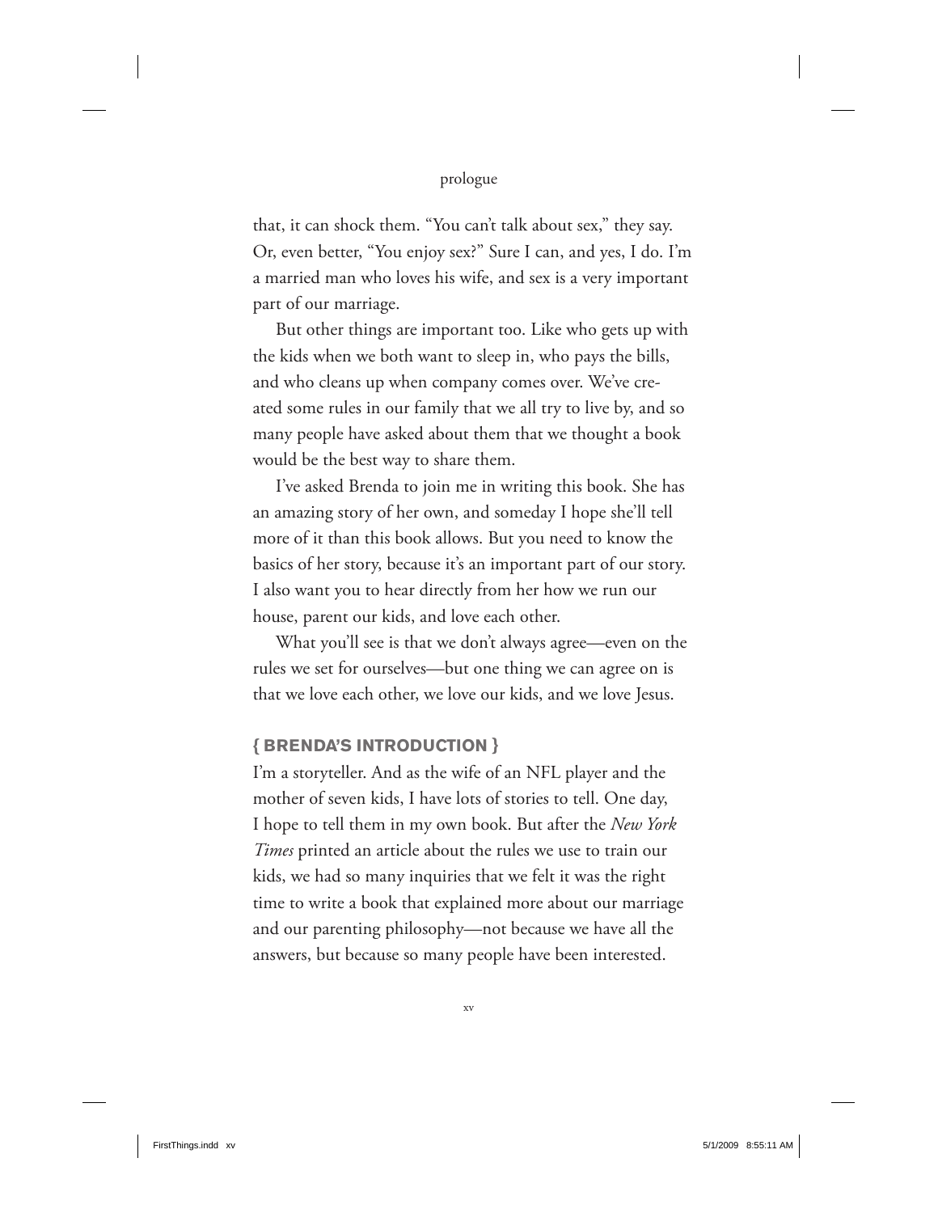that, it can shock them. "You can't talk about sex," they say. Or, even better, "You enjoy sex?" Sure I can, and yes, I do. I'm a married man who loves his wife, and sex is a very important part of our marriage.

But other things are important too. Like who gets up with the kids when we both want to sleep in, who pays the bills, and who cleans up when company comes over. We've created some rules in our family that we all try to live by, and so many people have asked about them that we thought a book would be the best way to share them.

I've asked Brenda to join me in writing this book. She has an amazing story of her own, and someday I hope she'll tell more of it than this book allows. But you need to know the basics of her story, because it's an important part of our story. I also want you to hear directly from her how we run our house, parent our kids, and love each other.

What you'll see is that we don't always agree—even on the rules we set for ourselves—but one thing we can agree on is that we love each other, we love our kids, and we love Jesus.

### { BRENDA'S INTRODUCTION }

I'm a storyteller. And as the wife of an NFL player and the mother of seven kids, I have lots of stories to tell. One day, I hope to tell them in my own book. But after the *New York Times* printed an article about the rules we use to train our kids, we had so many inquiries that we felt it was the right time to write a book that explained more about our marriage and our parenting philosophy—not because we have all the answers, but because so many people have been interested.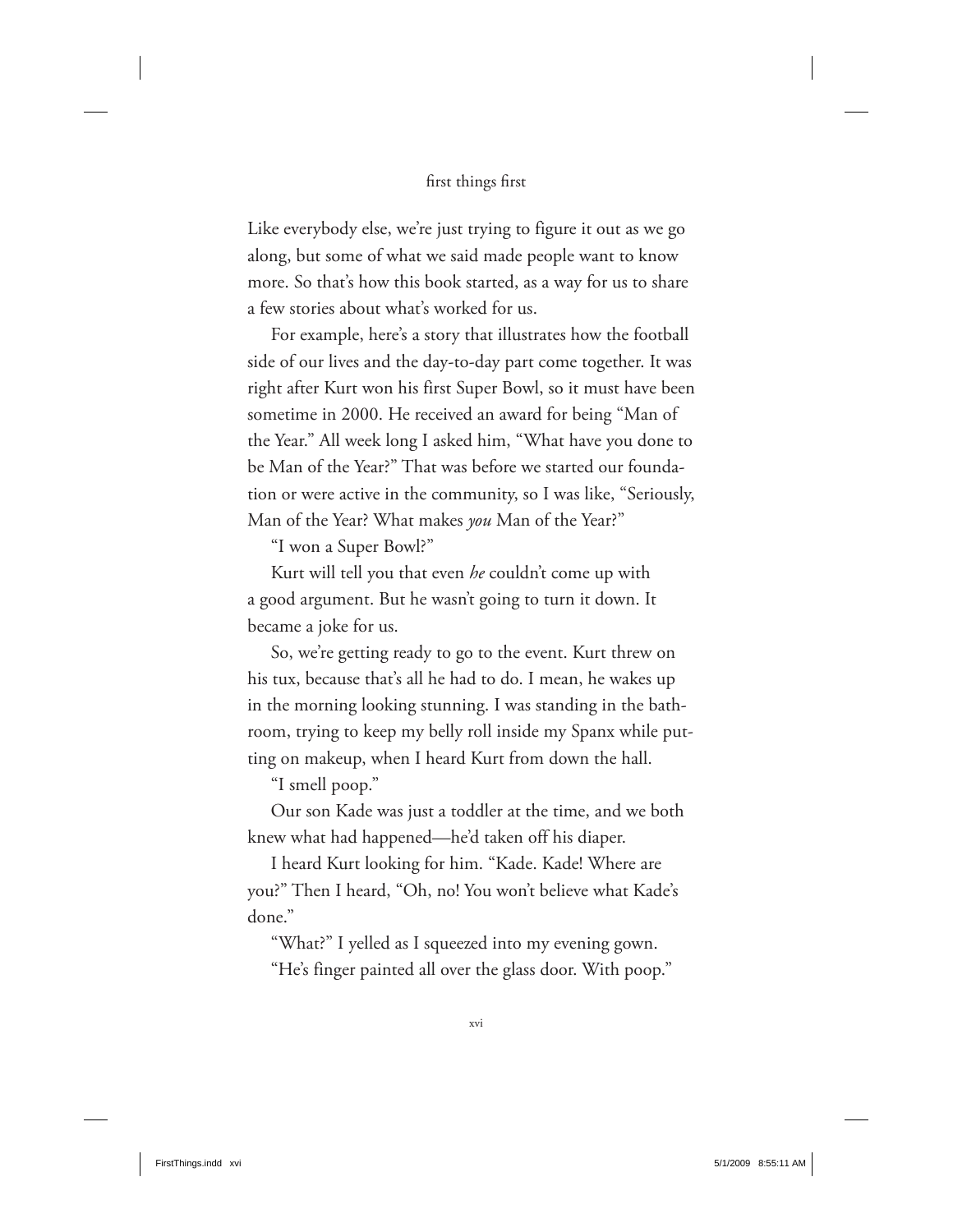Like everybody else, we're just trying to figure it out as we go along, but some of what we said made people want to know more. So that's how this book started, as a way for us to share a few stories about what's worked for us.

For example, here's a story that illustrates how the football side of our lives and the day-to-day part come together. It was right after Kurt won his first Super Bowl, so it must have been sometime in 2000. He received an award for being "Man of the Year." All week long I asked him, "What have you done to be Man of the Year?" That was before we started our foundation or were active in the community, so I was like, "Seriously, Man of the Year? What makes *you* Man of the Year?"

"I won a Super Bowl?"

Kurt will tell you that even *he* couldn't come up with a good argument. But he wasn't going to turn it down. It became a joke for us.

So, we're getting ready to go to the event. Kurt threw on his tux, because that's all he had to do. I mean, he wakes up in the morning looking stunning. I was standing in the bathroom, trying to keep my belly roll inside my Spanx while putting on makeup, when I heard Kurt from down the hall.

"I smell poop."

Our son Kade was just a toddler at the time, and we both knew what had happened—he'd taken off his diaper.

I heard Kurt looking for him. "Kade. Kade! Where are you?" Then I heard, "Oh, no! You won't believe what Kade's done."

"What?" I yelled as I squeezed into my evening gown.

"He's finger painted all over the glass door. With poop."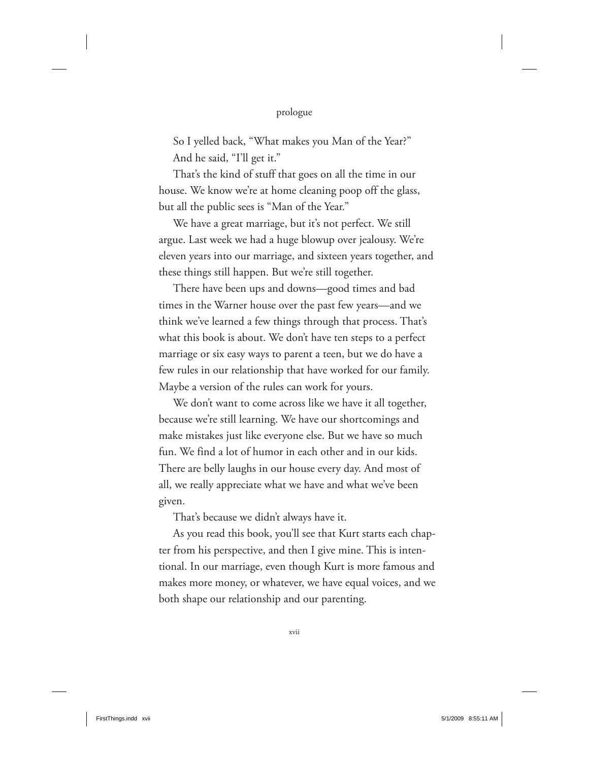So I yelled back, "What makes you Man of the Year?"

And he said, "I'll get it."

That's the kind of stuff that goes on all the time in our house. We know we're at home cleaning poop off the glass, but all the public sees is "Man of the Year."

We have a great marriage, but it's not perfect. We still argue. Last week we had a huge blowup over jealousy. We're eleven years into our marriage, and sixteen years together, and these things still happen. But we're still together.

There have been ups and downs—good times and bad times in the Warner house over the past few years—and we think we've learned a few things through that process. That's what this book is about. We don't have ten steps to a perfect marriage or six easy ways to parent a teen, but we do have a few rules in our relationship that have worked for our family. Maybe a version of the rules can work for yours.

We don't want to come across like we have it all together, because we're still learning. We have our shortcomings and make mistakes just like everyone else. But we have so much fun. We find a lot of humor in each other and in our kids. There are belly laughs in our house every day. And most of all, we really appreciate what we have and what we've been given.

That's because we didn't always have it.

As you read this book, you'll see that Kurt starts each chapter from his perspective, and then I give mine. This is intentional. In our marriage, even though Kurt is more famous and makes more money, or whatever, we have equal voices, and we both shape our relationship and our parenting.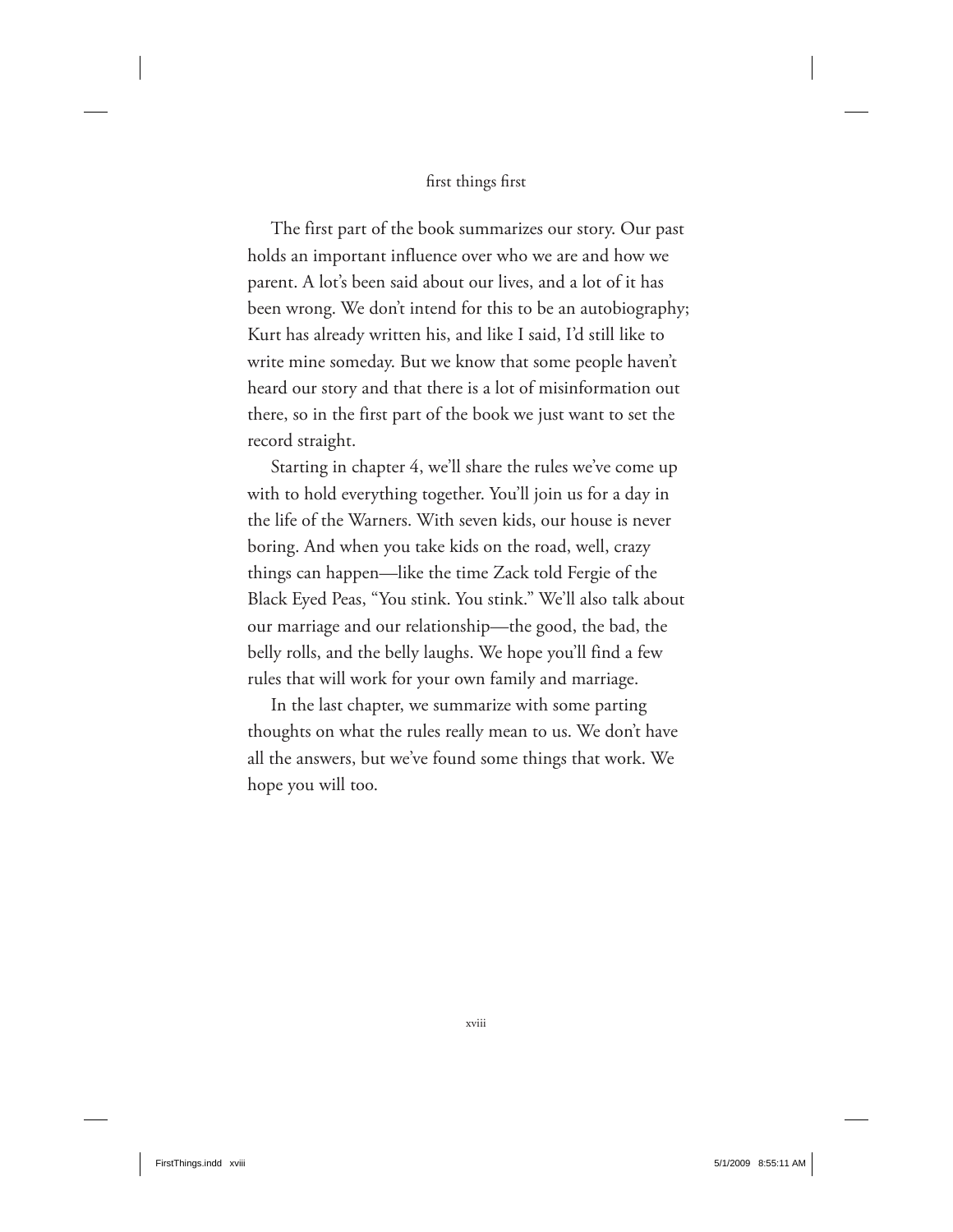The first part of the book summarizes our story. Our past holds an important influence over who we are and how we parent. A lot's been said about our lives, and a lot of it has been wrong. We don't intend for this to be an autobiography; Kurt has already written his, and like I said, I'd still like to write mine someday. But we know that some people haven't heard our story and that there is a lot of misinformation out there, so in the first part of the book we just want to set the record straight.

Starting in chapter 4, we'll share the rules we've come up with to hold everything together. You'll join us for a day in the life of the Warners. With seven kids, our house is never boring. And when you take kids on the road, well, crazy things can happen—like the time Zack told Fergie of the Black Eyed Peas, "You stink. You stink." We'll also talk about our marriage and our relationship—the good, the bad, the belly rolls, and the belly laughs. We hope you'll find a few rules that will work for your own family and marriage.

In the last chapter, we summarize with some parting thoughts on what the rules really mean to us. We don't have all the answers, but we've found some things that work. We hope you will too.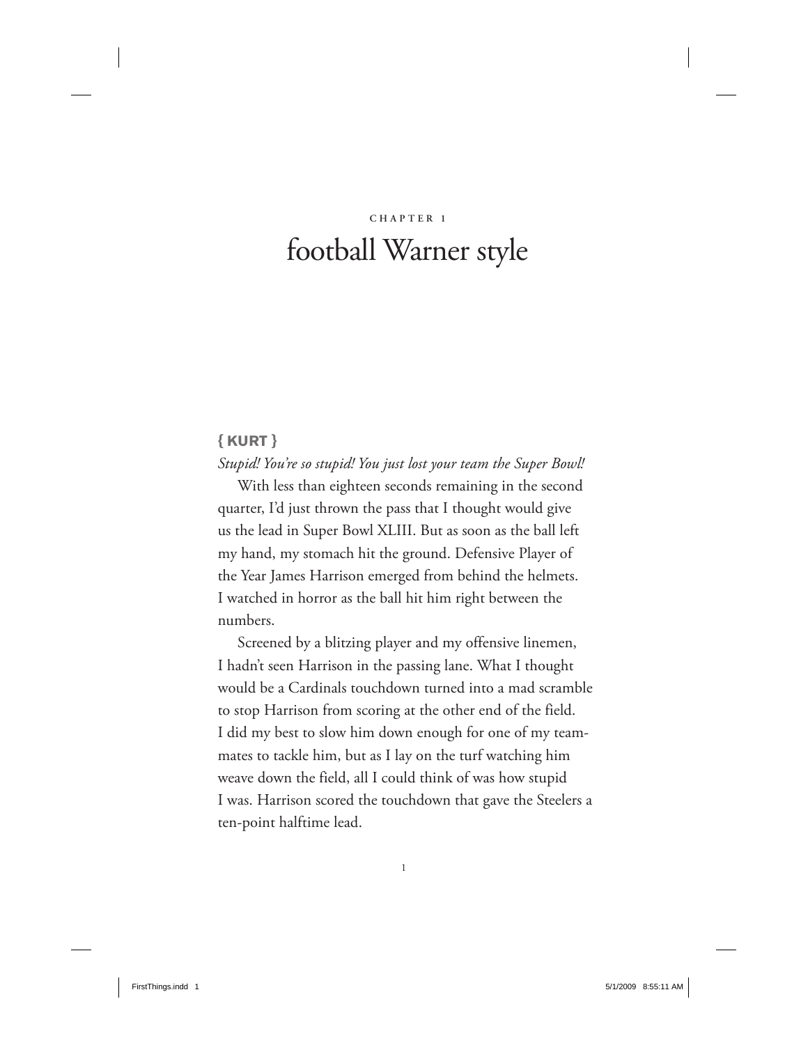CHAPTER 1

# football Warner style

**{ KURT }**

*Stupid! You're so stupid! You just lost your team the Super Bowl!*

With less than eighteen seconds remaining in the second quarter, I'd just thrown the pass that I thought would give us the lead in Super Bowl XLIII. But as soon as the ball left my hand, my stomach hit the ground. Defensive Player of the Year James Harrison emerged from behind the helmets. I watched in horror as the ball hit him right between the numbers.

Screened by a blitzing player and my offensive linemen, I hadn't seen Harrison in the passing lane. What I thought would be a Cardinals touchdown turned into a mad scramble to stop Harrison from scoring at the other end of the field. I did my best to slow him down enough for one of my teammates to tackle him, but as I lay on the turf watching him weave down the field, all I could think of was how stupid I was. Harrison scored the touchdown that gave the Steelers a ten-point halftime lead.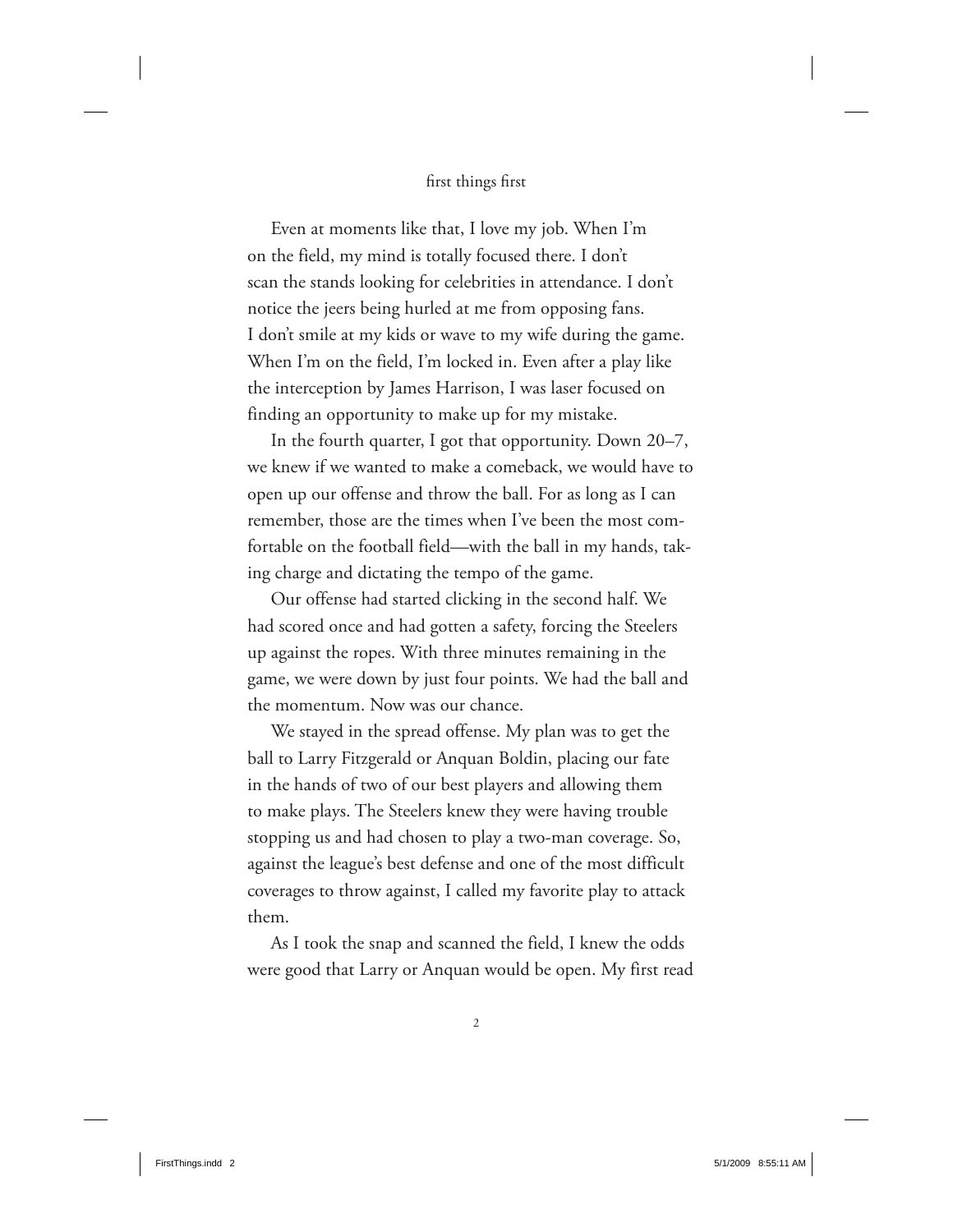Even at moments like that, I love my job. When I'm on the field, my mind is totally focused there. I don't scan the stands looking for celebrities in attendance. I don't notice the jeers being hurled at me from opposing fans. I don't smile at my kids or wave to my wife during the game. When I'm on the field, I'm locked in. Even after a play like the interception by James Harrison, I was laser focused on finding an opportunity to make up for my mistake.

In the fourth quarter, I got that opportunity. Down 20–7, we knew if we wanted to make a comeback, we would have to open up our offense and throw the ball. For as long as I can remember, those are the times when I've been the most comfortable on the football field—with the ball in my hands, taking charge and dictating the tempo of the game.

Our offense had started clicking in the second half. We had scored once and had gotten a safety, forcing the Steelers up against the ropes. With three minutes remaining in the game, we were down by just four points. We had the ball and the momentum. Now was our chance.

We stayed in the spread offense. My plan was to get the ball to Larry Fitzgerald or Anquan Boldin, placing our fate in the hands of two of our best players and allowing them to make plays. The Steelers knew they were having trouble stopping us and had chosen to play a two-man coverage. So, against the league's best defense and one of the most difficult coverages to throw against, I called my favorite play to attack them.

As I took the snap and scanned the field, I knew the odds were good that Larry or Anquan would be open. My first read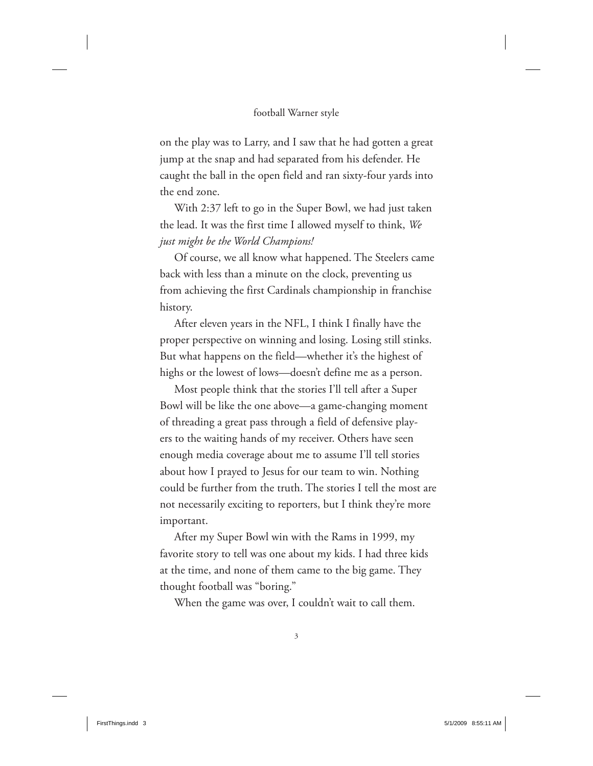on the play was to Larry, and I saw that he had gotten a great jump at the snap and had separated from his defender. He caught the ball in the open field and ran sixty-four yards into the end zone.

With 2:37 left to go in the Super Bowl, we had just taken the lead. It was the first time I allowed myself to think, *We just might be the World Champions!*

Of course, we all know what happened. The Steelers came back with less than a minute on the clock, preventing us from achieving the first Cardinals championship in franchise history.

After eleven years in the NFL, I think I finally have the proper perspective on winning and losing. Losing still stinks. But what happens on the field—whether it's the highest of highs or the lowest of lows—doesn't define me as a person.

Most people think that the stories I'll tell after a Super Bowl will be like the one above—a game-changing moment of threading a great pass through a field of defensive players to the waiting hands of my receiver. Others have seen enough media coverage about me to assume I'll tell stories about how I prayed to Jesus for our team to win. Nothing could be further from the truth. The stories I tell the most are not necessarily exciting to reporters, but I think they're more important.

After my Super Bowl win with the Rams in 1999, my favorite story to tell was one about my kids. I had three kids at the time, and none of them came to the big game. They thought football was "boring."

When the game was over, I couldn't wait to call them.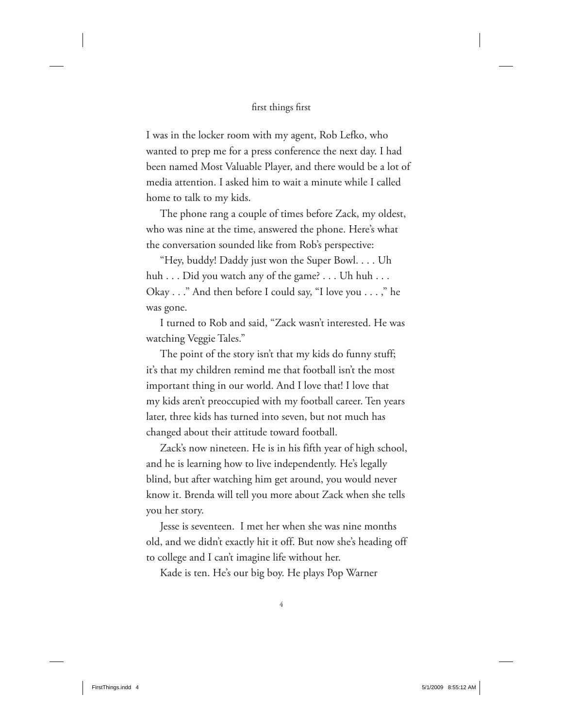I was in the locker room with my agent, Rob Lefko, who wanted to prep me for a press conference the next day. I had been named Most Valuable Player, and there would be a lot of media attention. I asked him to wait a minute while I called home to talk to my kids.

The phone rang a couple of times before Zack, my oldest, who was nine at the time, answered the phone. Here's what the conversation sounded like from Rob's perspective:

"Hey, buddy! Daddy just won the Super Bowl. . . . Uh huh . . . Did you watch any of the game? . . . Uh huh . . . Okay . . ." And then before I could say, "I love you . . . ," he was gone.

I turned to Rob and said, "Zack wasn't interested. He was watching Veggie Tales."

The point of the story isn't that my kids do funny stuff; it's that my children remind me that football isn't the most important thing in our world. And I love that! I love that my kids aren't preoccupied with my football career. Ten years later, three kids has turned into seven, but not much has changed about their attitude toward football.

Zack's now nineteen. He is in his fifth year of high school, and he is learning how to live independently. He's legally blind, but after watching him get around, you would never know it. Brenda will tell you more about Zack when she tells you her story.

Jesse is seventeen. I met her when she was nine months old, and we didn't exactly hit it off. But now she's heading off to college and I can't imagine life without her.

Kade is ten. He's our big boy. He plays Pop Warner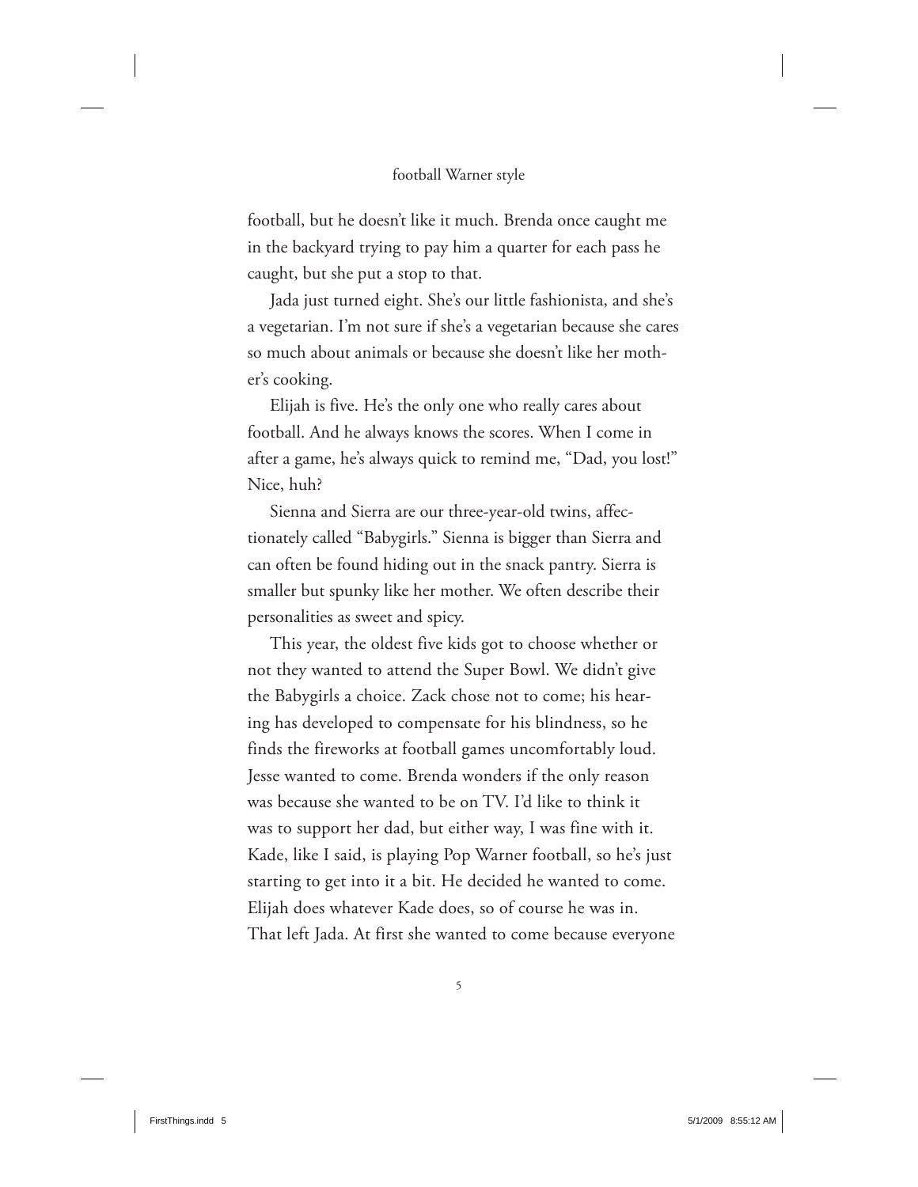football, but he doesn't like it much. Brenda once caught me in the backyard trying to pay him a quarter for each pass he caught, but she put a stop to that.

Jada just turned eight. She's our little fashionista, and she's a vegetarian. I'm not sure if she's a vegetarian because she cares so much about animals or because she doesn't like her mother's cooking.

Elijah is five. He's the only one who really cares about football. And he always knows the scores. When I come in after a game, he's always quick to remind me, "Dad, you lost!" Nice, huh?

Sienna and Sierra are our three-year-old twins, affectionately called "Babygirls." Sienna is bigger than Sierra and can often be found hiding out in the snack pantry. Sierra is smaller but spunky like her mother. We often describe their personalities as sweet and spicy.

This year, the oldest five kids got to choose whether or not they wanted to attend the Super Bowl. We didn't give the Babygirls a choice. Zack chose not to come; his hearing has developed to compensate for his blindness, so he finds the fireworks at football games uncomfortably loud. Jesse wanted to come. Brenda wonders if the only reason was because she wanted to be on TV. I'd like to think it was to support her dad, but either way, I was fine with it. Kade, like I said, is playing Pop Warner football, so he's just starting to get into it a bit. He decided he wanted to come. Elijah does whatever Kade does, so of course he was in. That left Jada. At first she wanted to come because everyone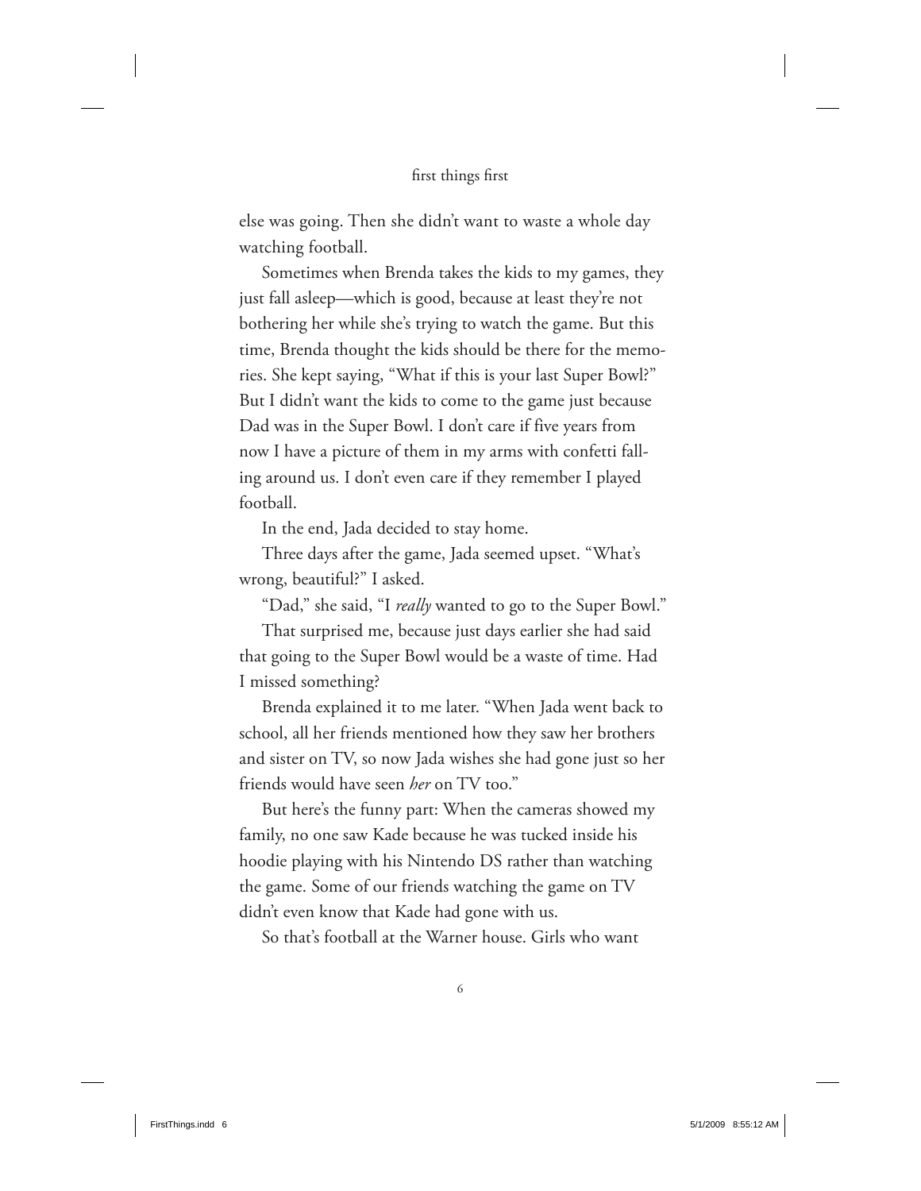else was going. Then she didn't want to waste a whole day watching football.

Sometimes when Brenda takes the kids to my games, they just fall asleep—which is good, because at least they're not bothering her while she's trying to watch the game. But this time, Brenda thought the kids should be there for the memories. She kept saying, "What if this is your last Super Bowl?" But I didn't want the kids to come to the game just because Dad was in the Super Bowl. I don't care if five years from now I have a picture of them in my arms with confetti falling around us. I don't even care if they remember I played football.

In the end, Jada decided to stay home.

Three days after the game, Jada seemed upset. "What's wrong, beautiful?" I asked.

"Dad," she said, "I *really* wanted to go to the Super Bowl."

That surprised me, because just days earlier she had said that going to the Super Bowl would be a waste of time. Had I missed something?

Brenda explained it to me later. "When Jada went back to school, all her friends mentioned how they saw her brothers and sister on TV, so now Jada wishes she had gone just so her friends would have seen *her* on TV too."

But here's the funny part: When the cameras showed my family, no one saw Kade because he was tucked inside his hoodie playing with his Nintendo DS rather than watching the game. Some of our friends watching the game on TV didn't even know that Kade had gone with us.

So that's football at the Warner house. Girls who want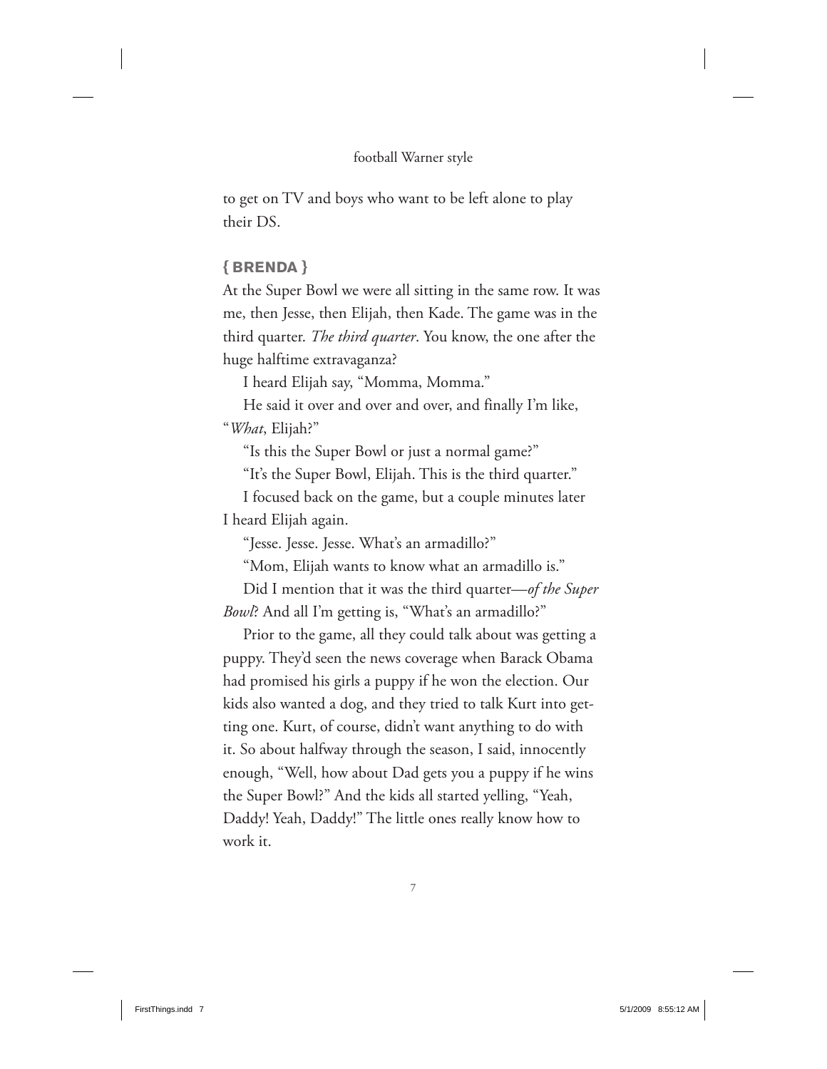to get on TV and boys who want to be left alone to play their DS.

**{ BRENDA }**

At the Super Bowl we were all sitting in the same row. It was me, then Jesse, then Elijah, then Kade. The game was in the third quarter. *The third quarter*. You know, the one after the huge halftime extravaganza?

I heard Elijah say, "Momma, Momma."

He said it over and over and over, and finally I'm like, "*What*, Elijah?"

"Is this the Super Bowl or just a normal game?"

"It's the Super Bowl, Elijah. This is the third quarter."

I focused back on the game, but a couple minutes later I heard Elijah again.

"Jesse. Jesse. Jesse. What's an armadillo?"

"Mom, Elijah wants to know what an armadillo is."

Did I mention that it was the third quarter—*of the Super Bowl*? And all I'm getting is, "What's an armadillo?"

Prior to the game, all they could talk about was getting a puppy. They'd seen the news coverage when Barack Obama had promised his girls a puppy if he won the election. Our kids also wanted a dog, and they tried to talk Kurt into getting one. Kurt, of course, didn't want anything to do with it. So about halfway through the season, I said, innocently enough, "Well, how about Dad gets you a puppy if he wins the Super Bowl?" And the kids all started yelling, "Yeah, Daddy! Yeah, Daddy!" The little ones really know how to work it.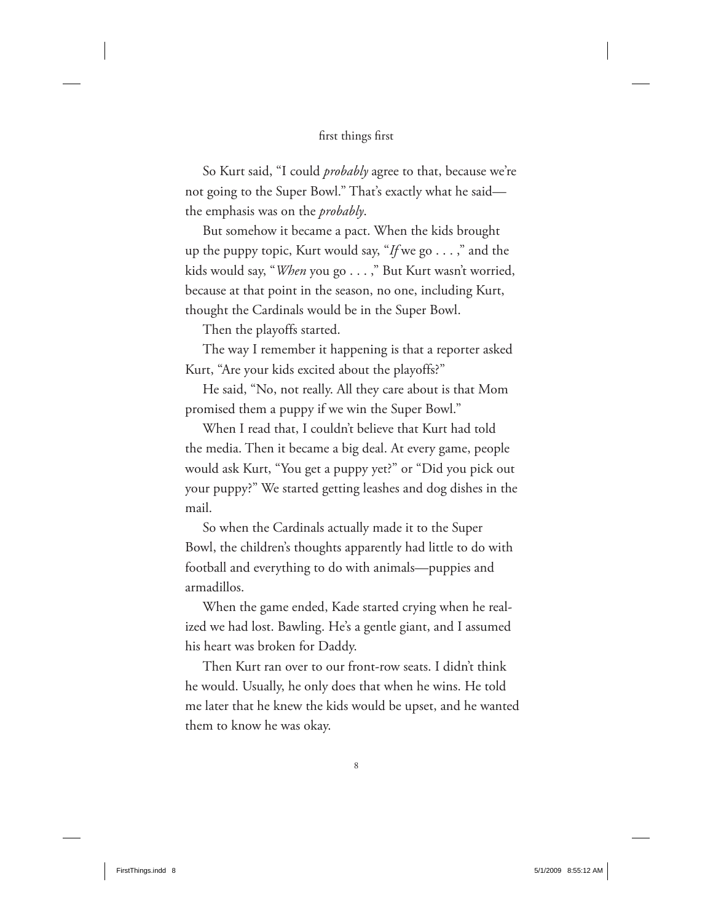So Kurt said, "I could *probably* agree to that, because we're not going to the Super Bowl." That's exactly what he said—the emphasis was on the *probably*.

But somehow it became a pact. When the kids brought up the puppy topic, Kurt would say, "*If* we go . . . ," and the kids would say, "*When* you go . . . ," But Kurt wasn't worried, because at that point in the season, no one, including Kurt, thought the Cardinals would be in the Super Bowl.

Then the playoffs started.

The way I remember it happening is that a reporter asked Kurt, "Are your kids excited about the playoffs?"

He said, "No, not really. All they care about is that Mom promised them a puppy if we win the Super Bowl."

When I read that, I couldn't believe that Kurt had told the media. Then it became a big deal. At every game, people would ask Kurt, "You get a puppy yet?" or "Did you pick out your puppy?" We started getting leashes and dog dishes in the mail.

So when the Cardinals actually made it to the Super Bowl, the children's thoughts apparently had little to do with football and everything to do with animals—puppies and armadillos.

When the game ended, Kade started crying when he realized we had lost. Bawling. He's a gentle giant, and I assumed his heart was broken for Daddy.

Then Kurt ran over to our front-row seats. I didn't think he would. Usually, he only does that when he wins. He told me later that he knew the kids would be upset, and he wanted them to know he was okay.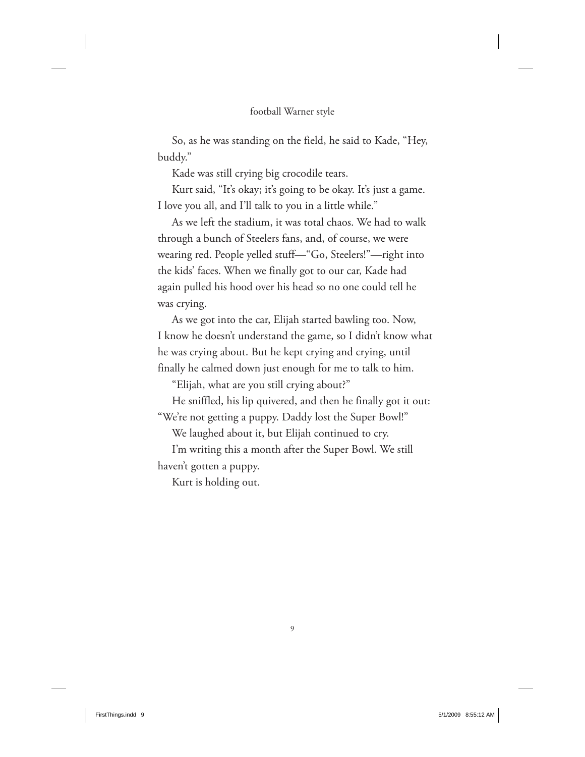So, as he was standing on the field, he said to Kade, "Hey, buddy."

Kade was still crying big crocodile tears.

Kurt said, "It's okay; it's going to be okay. It's just a game. I love you all, and I'll talk to you in a little while."

As we left the stadium, it was total chaos. We had to walk through a bunch of Steelers fans, and, of course, we were wearing red. People yelled stuff—"Go, Steelers!"—right into the kids' faces. When we finally got to our car, Kade had again pulled his hood over his head so no one could tell he was crying.

As we got into the car, Elijah started bawling too. Now, I know he doesn't understand the game, so I didn't know what he was crying about. But he kept crying and crying, until finally he calmed down just enough for me to talk to him.

"Elijah, what are you still crying about?"

He sniffled, his lip quivered, and then he finally got it out: "We're not getting a puppy. Daddy lost the Super Bowl!"

We laughed about it, but Elijah continued to cry.

I'm writing this a month after the Super Bowl. We still haven't gotten a puppy.

Kurt is holding out.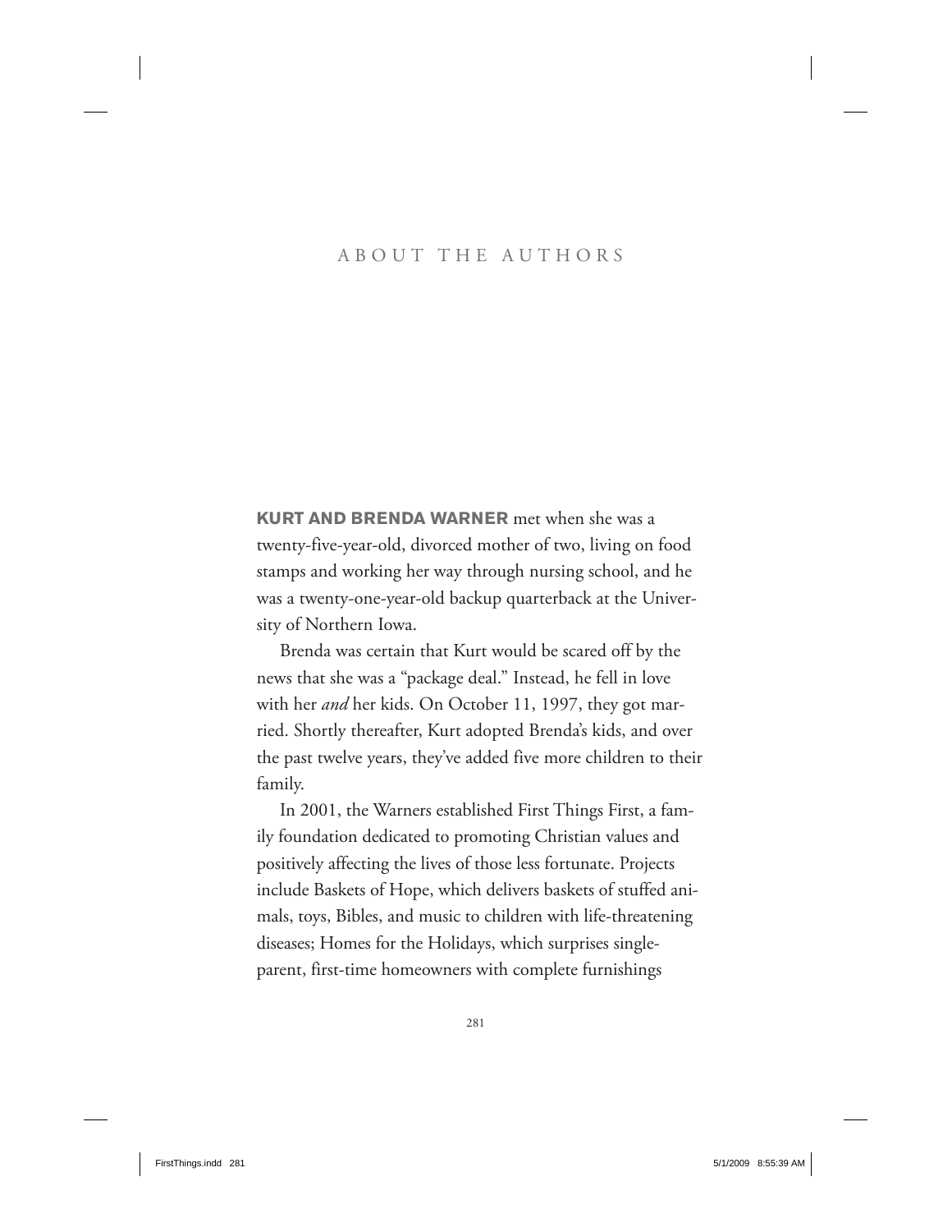# ABOUT THE AUTHORS

**KURT AND BRENDA WARNER** met when she was a twenty-five-year-old, divorced mother of two, living on food stamps and working her way through nursing school, and he was a twenty-one-year-old backup quarterback at the University of Northern Iowa.

Brenda was certain that Kurt would be scared off by the news that she was a "package deal." Instead, he fell in love with her *and* her kids. On October 11, 1997, they got married. Shortly thereafter, Kurt adopted Brenda's kids, and over the past twelve years, they've added five more children to their family.

In 2001, the Warners established First Things First, a family foundation dedicated to promoting Christian values and positively affecting the lives of those less fortunate. Projects include Baskets of Hope, which delivers baskets of stuffed animals, toys, Bibles, and music to children with life-threatening diseases; Homes for the Holidays, which surprises single-parent, first-time homeowners with complete furnishings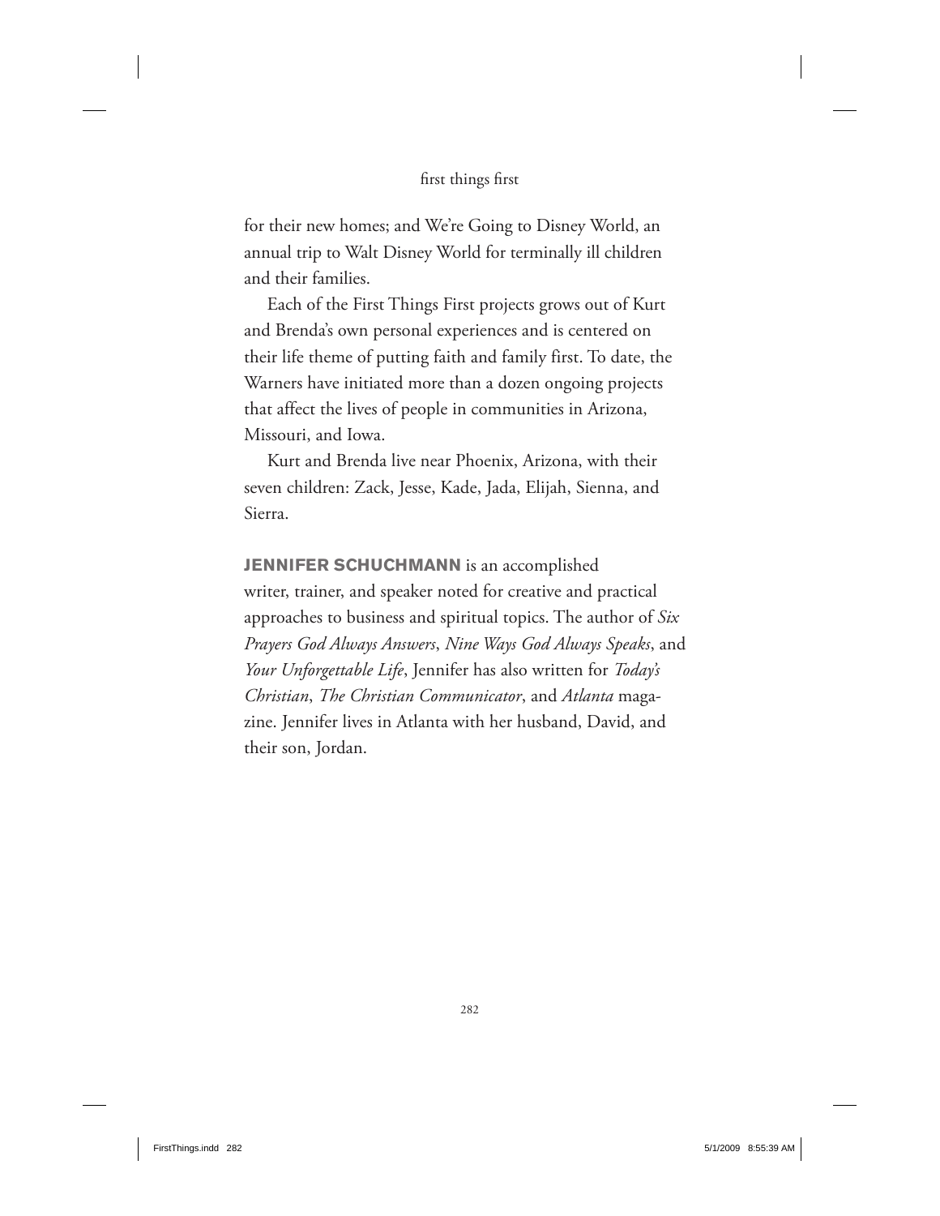for their new homes; and We're Going to Disney World, an annual trip to Walt Disney World for terminally ill children and their families.

Each of the First Things First projects grows out of Kurt and Brenda's own personal experiences and is centered on their life theme of putting faith and family first. To date, the Warners have initiated more than a dozen ongoing projects that affect the lives of people in communities in Arizona, Missouri, and Iowa.

Kurt and Brenda live near Phoenix, Arizona, with their seven children: Zack, Jesse, Kade, Jada, Elijah, Sienna, and Sierra.

**JENNIFER SCHUCHMANN** is an accomplished writer, trainer, and speaker noted for creative and practical approaches to business and spiritual topics. The author of *Six Prayers God Always Answers*, *Nine Ways God Always Speaks*, and *Your Unforgettable Life*, Jennifer has also written for *Today's Christian*, *The Christian Communicator*, and *Atlanta* magazine. Jennifer lives in Atlanta with her husband, David, and their son, Jordan.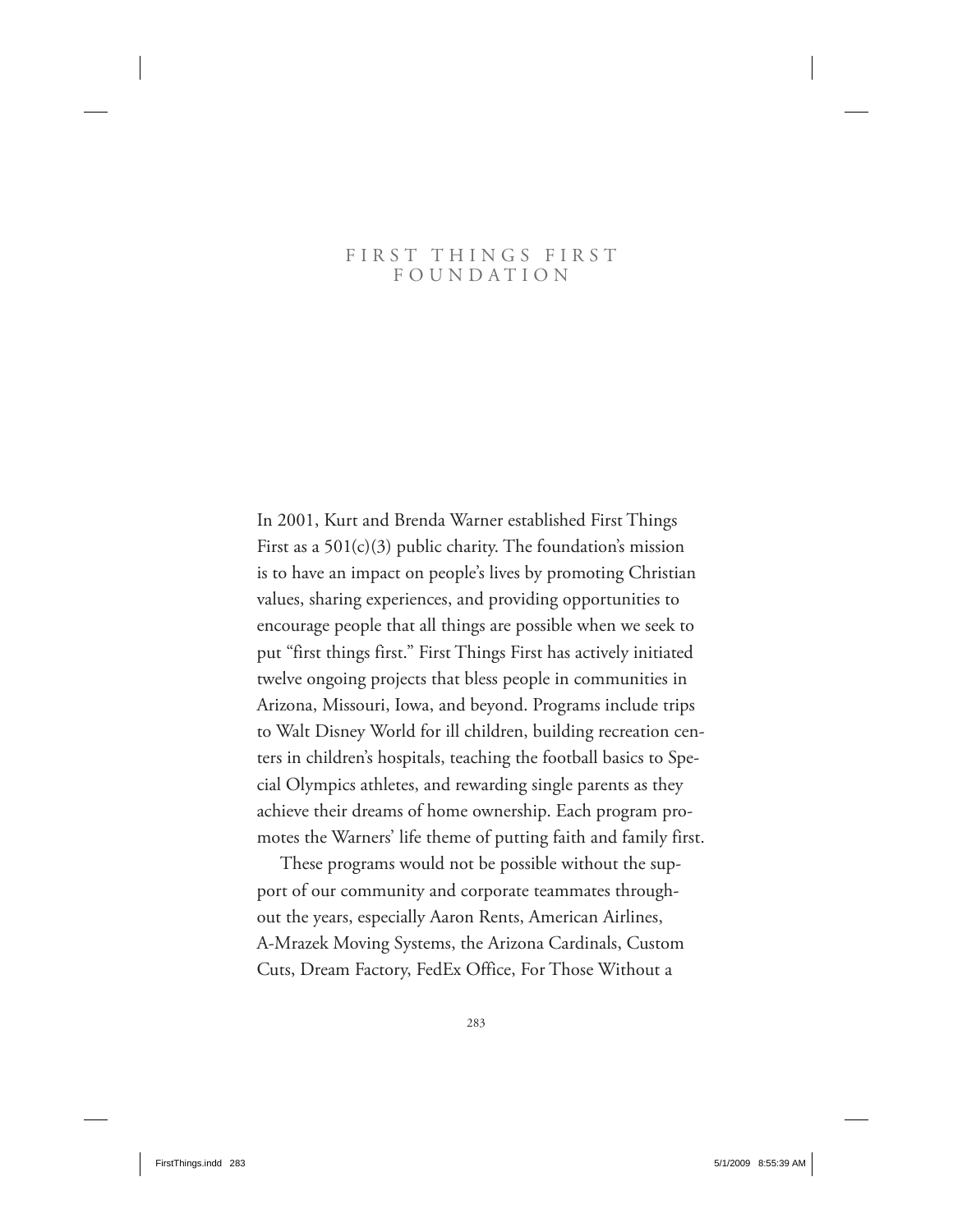# FIRST THINGS FIRST FOUNDATION

In 2001, Kurt and Brenda Warner established First Things First as a 501(c)(3) public charity. The foundation's mission is to have an impact on people's lives by promoting Christian values, sharing experiences, and providing opportunities to encourage people that all things are possible when we seek to put "first things first." First Things First has actively initiated twelve ongoing projects that bless people in communities in Arizona, Missouri, Iowa, and beyond. Programs include trips to Walt Disney World for ill children, building recreation centers in children's hospitals, teaching the football basics to Special Olympics athletes, and rewarding single parents as they achieve their dreams of home ownership. Each program promotes the Warners' life theme of putting faith and family first.

These programs would not be possible without the support of our community and corporate teammates throughout the years, especially Aaron Rents, American Airlines, A-Mrazek Moving Systems, the Arizona Cardinals, Custom Cuts, Dream Factory, FedEx Office, For Those Without a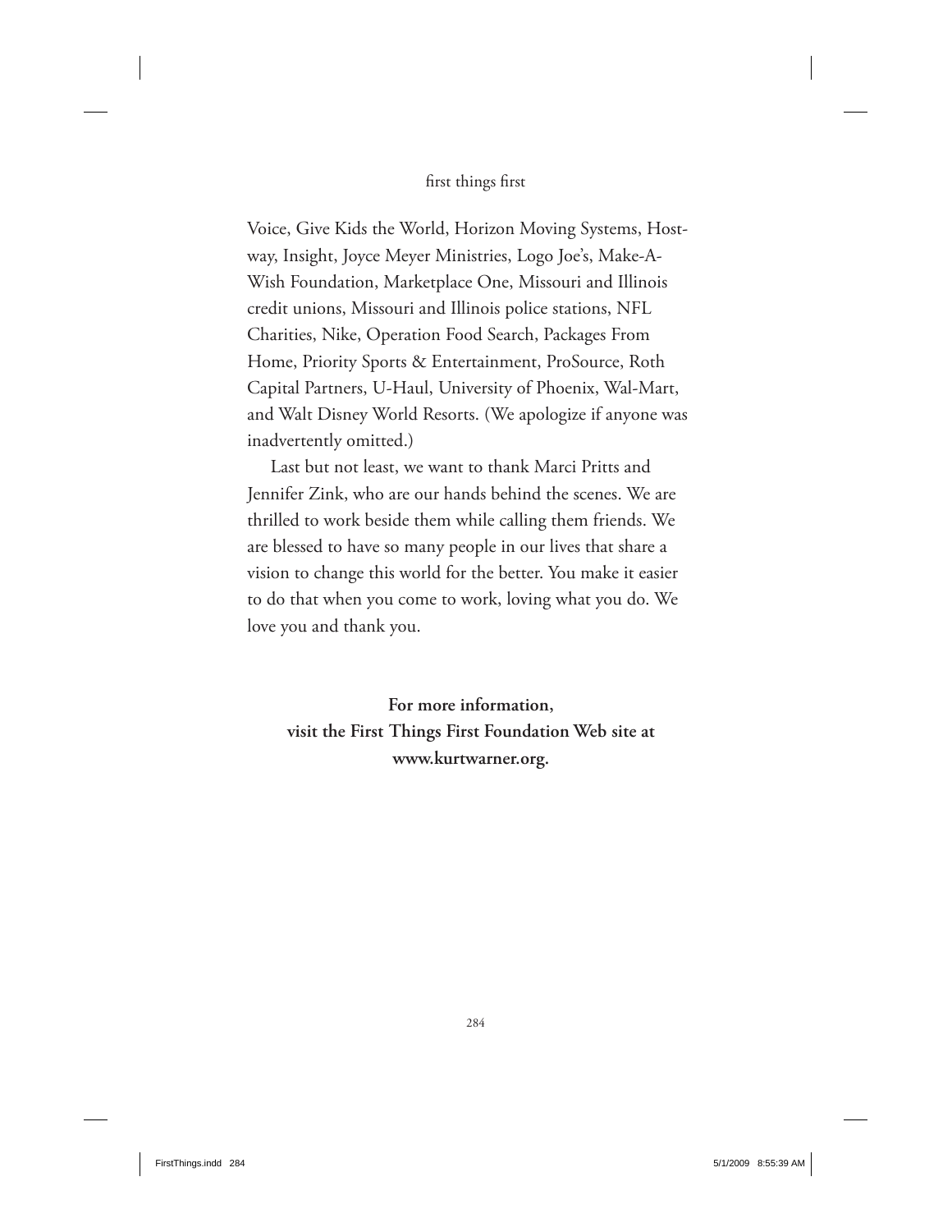Voice, Give Kids the World, Horizon Moving Systems, Hostway, Insight, Joyce Meyer Ministries, Logo Joe's, Make-A-Wish Foundation, Marketplace One, Missouri and Illinois credit unions, Missouri and Illinois police stations, NFL Charities, Nike, Operation Food Search, Packages From Home, Priority Sports & Entertainment, ProSource, Roth Capital Partners, U-Haul, University of Phoenix, Wal-Mart, and Walt Disney World Resorts. (We apologize if anyone was inadvertently omitted.)

Last but not least, we want to thank Marci Pritts and Jennifer Zink, who are our hands behind the scenes. We are thrilled to work beside them while calling them friends. We are blessed to have so many people in our lives that share a vision to change this world for the better. You make it easier to do that when you come to work, loving what you do. We love you and thank you.

**For more information,
visit the First Things First Foundation Web site at
www.kurtwarner.org.**